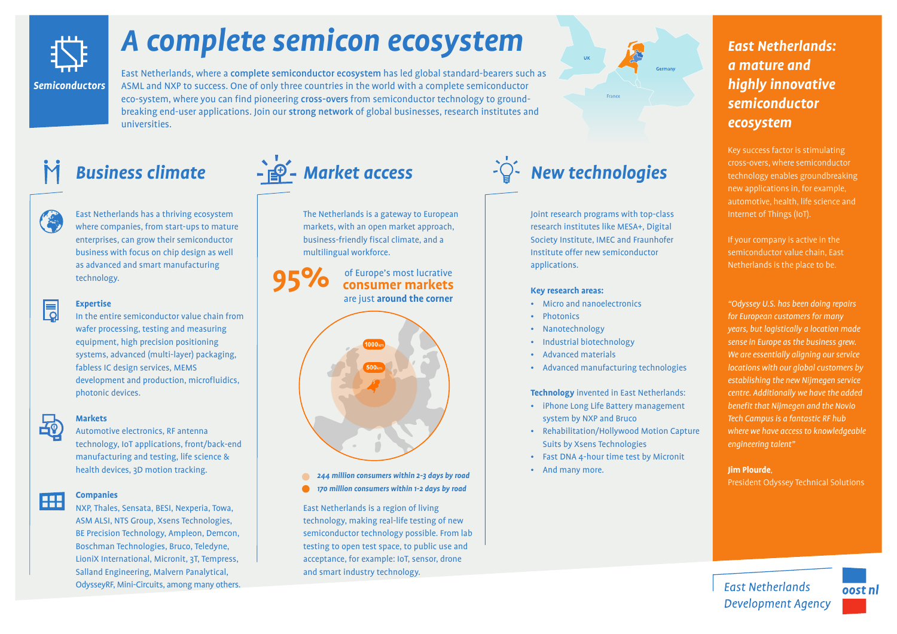# A complete semicon ecosystem

**Semiconductors**

East Netherlands, where a **complete semiconductor ecosystem** has led global standard-bearers such as ASML and NXP to success. One of only three countries in the world with a complete semiconductor eco-system, where you can find pioneering **cross-overs** from semiconductor technology to groundbreaking end-user applications. Join our **strong network** of global businesses, research institutes and universities.

## Business climate

East Netherlands has a thriving ecosystem where companies, from start-ups to mature enterprises, can grow their semiconductor business with focus on chip design as well as advanced and smart manufacturing technology.

### Expertise

In the entire semiconductor value chain from wafer processing, testing and measuring equipment, high precision positioning systems, advanced (multi-layer) packaging, fabless IC design services, MEMS development and production, microfluidics, photonic devices.

### Markets

Automotive electronics, RF antenna technology, IoT applications, front/back-end manufacturing and testing, life science & health devices, 3D motion tracking.

### Companies

NXP, Thales, Sensata, BESI, Nexperia, Towa, ASM ALSI, NTS Group, Xsens Technologies, BE Precision Technology, Ampleon, Demcon, Boschman Technologies, Bruco, Teledyne, LioniX International, Micronit, 3T, Tempress, Salland Engineering, Malvern Panalytical, OdysseyRF, Mini-Circuits, among many others.

## Market access

The Netherlands is a gateway to European markets, with an open market approach, business-friendly fiscal climate, and a multilingual workforce.

**95%** of Europe's most lucrative **consumer markets** are just **around the corner**

1000km
500km

*244 million consumers within 2-3 days by road*
*170 million consumers within 1-2 days by road*

East Netherlands is a region of living technology, making real-life testing of new semiconductor technology possible. From lab testing to open test space, to public use and acceptance, for example: IoT, sensor, drone and smart industry technology.

## New technologies

Joint research programs with top-class research institutes like MESA+, Digital Society Institute, IMEC and Fraunhofer Institute offer new semiconductor applications.

**Key research areas:**

- Micro and nanoelectronics
- Photonics
- Nanotechnology
- Industrial biotechnology
- Advanced materials
- Advanced manufacturing technologies

**Technology** invented in East Netherlands:

- iPhone Long Life Battery management system by NXP and Bruco
- Rehabilitation/Hollywood Motion Capture Suits by Xsens Technologies
- Fast DNA 4-hour time test by Micronit
- And many more.

## East Netherlands: a mature and highly innovative semiconductor ecosystem

Key success factor is stimulating cross-overs, where semiconductor technology enables groundbreaking new applications in, for example, automotive, health, life science and Internet of Things (IoT).

If your company is active in the semiconductor value chain, East Netherlands is the place to be.

*"Odyssey U.S. has been doing repairs for European customers for many years, but logistically a location made sense in Europe as the business grew. We are essentially aligning our service locations with our global customers by establishing the new Nijmegen service centre. Additionally we have the added benefit that Nijmegen and the Novio Tech Campus is a fantastic RF hub where we have access to knowledgeable engineering talent"*

**Jim Plourde**,
President Odyssey Technical Solutions

East Netherlands Development Agency
oost nl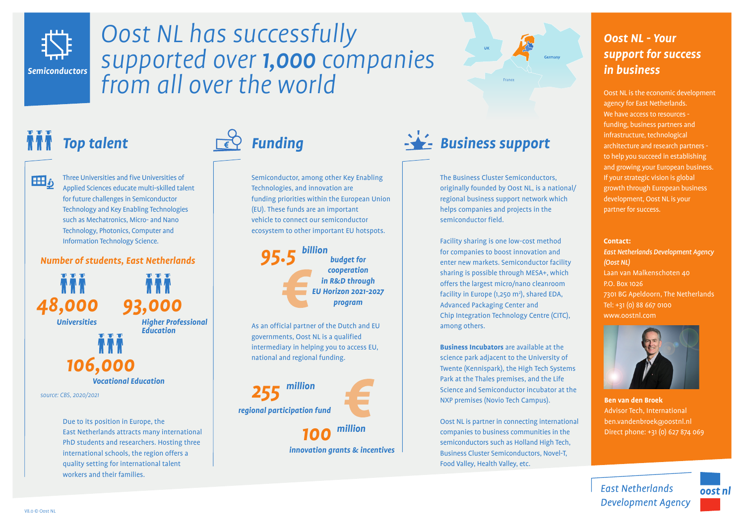Semiconductors

# Oost NL has successfully supported over **1,000** companies from all over the world

UK

Germany

France

## Top talent

Three Universities and five Universities of Applied Sciences educate multi-skilled talent for future challenges in Semiconductor Technology and Key Enabling Technologies such as Mechatronics, Micro- and Nano Technology, Photonics, Computer and Information Technology Science.

### Number of students, East Netherlands

**48,000**
Universities

**93,000**
Higher Professional Education

**106,000**
Vocational Education

*source: CBS, 2020/2021*

Due to its position in Europe, the East Netherlands attracts many international PhD students and researchers. Hosting three international schools, the region offers a quality setting for international talent workers and their families.

## Funding

Semiconductor, among other Key Enabling Technologies, and innovation are funding priorities within the European Union (EU). These funds are an important vehicle to connect our semiconductor ecosystem to other important EU hotspots.

**95.5 billion**
*budget for cooperation in R&D through EU Horizon 2021-2027 program*

As an official partner of the Dutch and EU governments, Oost NL is a qualified intermediary in helping you to access EU, national and regional funding.

**255 million**
*regional participation fund*

**100 million**
*innovation grants & incentives*

## Business support

The Business Cluster Semiconductors, originally founded by Oost NL, is a national/ regional business support network which helps companies and projects in the semiconductor field.

Facility sharing is one low-cost method for companies to boost innovation and enter new markets. Semiconductor facility sharing is possible through MESA+, which offers the largest micro/nano cleanroom facility in Europe (1,250 m²), shared EDA, Advanced Packaging Center and Chip Integration Technology Centre (CITC), among others.

**Business Incubators** are available at the science park adjacent to the University of Twente (Kennispark), the High Tech Systems Park at the Thales premises, and the Life Science and Semiconductor incubator at the NXP premises (Novio Tech Campus).

Oost NL is partner in connecting international companies to business communities in the semiconductors such as Holland High Tech, Business Cluster Semiconductors, Novel-T, Food Valley, Health Valley, etc.

## Oost NL - Your support for success in business

Oost NL is the economic development agency for East Netherlands. We have access to resources - funding, business partners and infrastructure, technological architecture and research partners - to help you succeed in establishing and growing your European business. If your strategic vision is global growth through European business development, Oost NL is your partner for success.

**Contact:**
*East Netherlands Development Agency (Oost NL)*
Laan van Malkenschoten 40
P.O. Box 1026
7301 BG Apeldoorn, The Netherlands
Tel: +31 (0) 88 667 0100
www.oostnl.com

**Ben van den Broek**
Advisor Tech, International
ben.vandenbroek@oostnl.nl
Direct phone: +31 (0) 627 874 069

East Netherlands Development Agency

oost nl

V8.0 © Oost NL